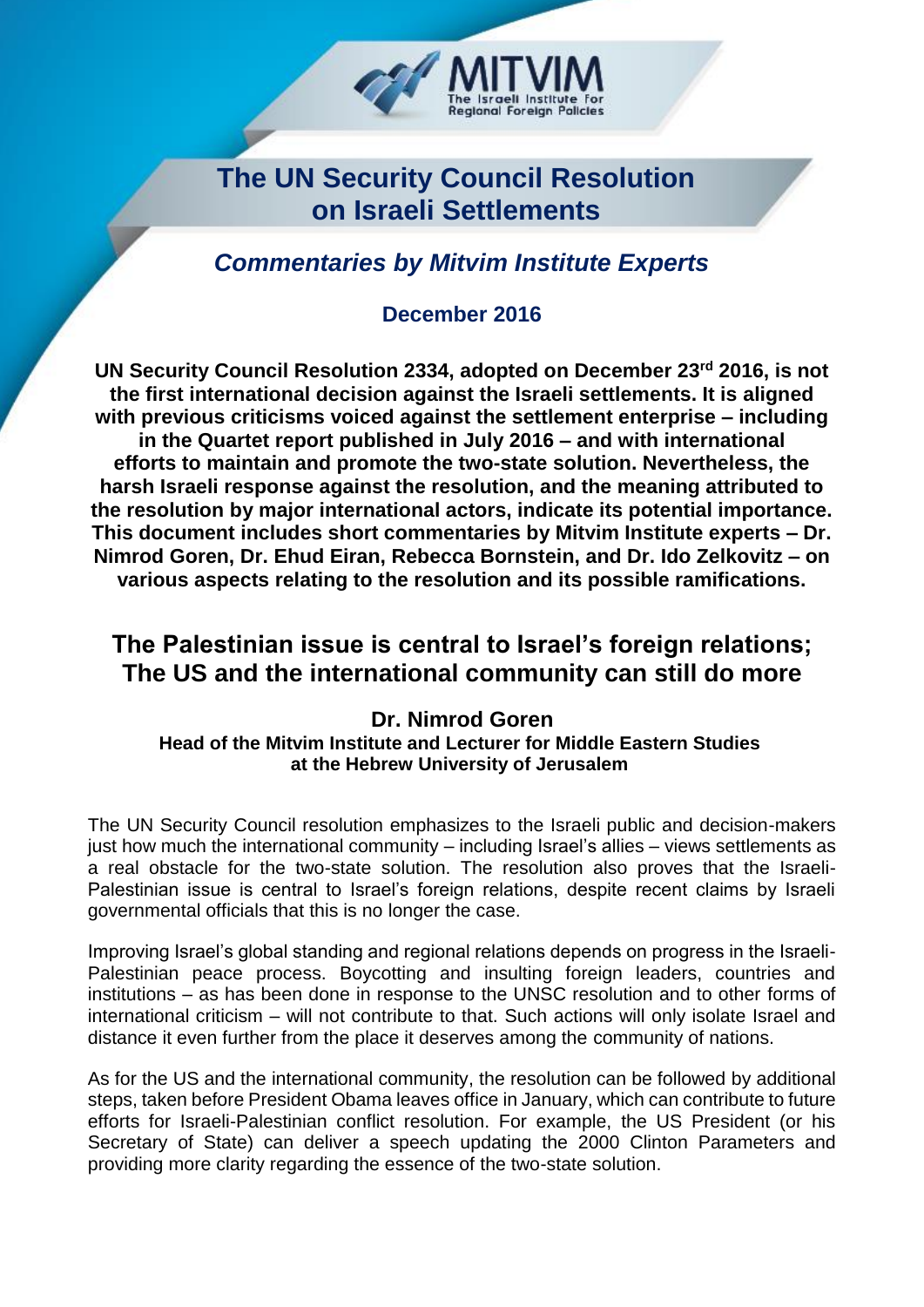MITVIM
The Israeli Institute For Regional Foreign Policies

# The UN Security Council Resolution on Israeli Settlements

### *Commentaries by Mitvim Institute Experts*

**December 2016**

**UN Security Council Resolution 2334, adopted on December 23rd 2016, is not the first international decision against the Israeli settlements. It is aligned with previous criticisms voiced against the settlement enterprise – including in the Quartet report published in July 2016 – and with international efforts to maintain and promote the two-state solution. Nevertheless, the harsh Israeli response against the resolution, and the meaning attributed to the resolution by major international actors, indicate its potential importance. This document includes short commentaries by Mitvim Institute experts – Dr. Nimrod Goren, Dr. Ehud Eiran, Rebecca Bornstein, and Dr. Ido Zelkovitz – on various aspects relating to the resolution and its possible ramifications.**

## The Palestinian issue is central to Israel's foreign relations; The US and the international community can still do more

**Dr. Nimrod Goren**
**Head of the Mitvim Institute and Lecturer for Middle Eastern Studies at the Hebrew University of Jerusalem**

The UN Security Council resolution emphasizes to the Israeli public and decision-makers just how much the international community – including Israel's allies – views settlements as a real obstacle for the two-state solution. The resolution also proves that the Israeli-Palestinian issue is central to Israel's foreign relations, despite recent claims by Israeli governmental officials that this is no longer the case.

Improving Israel's global standing and regional relations depends on progress in the Israeli-Palestinian peace process. Boycotting and insulting foreign leaders, countries and institutions – as has been done in response to the UNSC resolution and to other forms of international criticism – will not contribute to that. Such actions will only isolate Israel and distance it even further from the place it deserves among the community of nations.

As for the US and the international community, the resolution can be followed by additional steps, taken before President Obama leaves office in January, which can contribute to future efforts for Israeli-Palestinian conflict resolution. For example, the US President (or his Secretary of State) can deliver a speech updating the 2000 Clinton Parameters and providing more clarity regarding the essence of the two-state solution.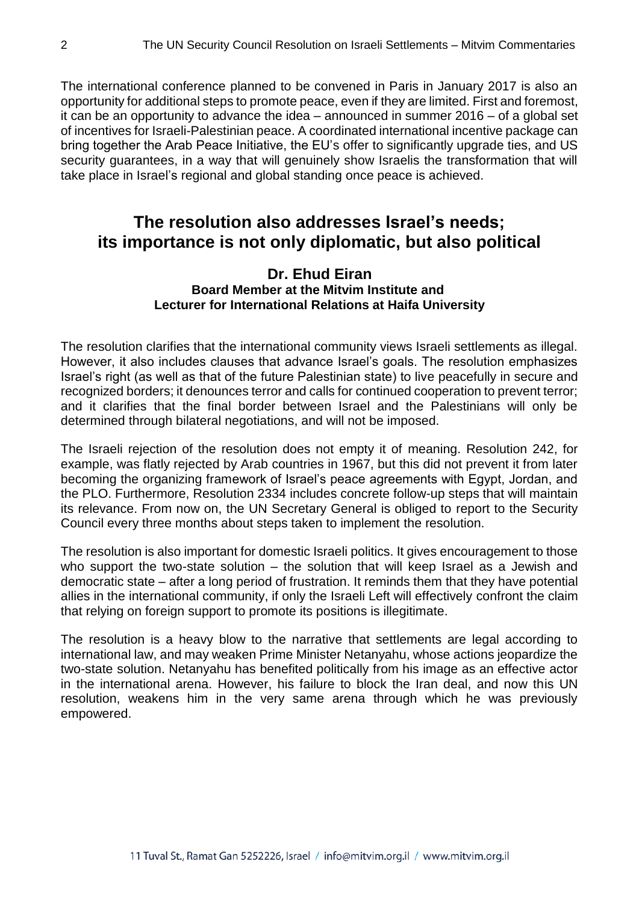The international conference planned to be convened in Paris in January 2017 is also an opportunity for additional steps to promote peace, even if they are limited. First and foremost, it can be an opportunity to advance the idea – announced in summer 2016 – of a global set of incentives for Israeli-Palestinian peace. A coordinated international incentive package can bring together the Arab Peace Initiative, the EU's offer to significantly upgrade ties, and US security guarantees, in a way that will genuinely show Israelis the transformation that will take place in Israel's regional and global standing once peace is achieved.

## The resolution also addresses Israel's needs; its importance is not only diplomatic, but also political

**Dr. Ehud Eiran**
**Board Member at the Mitvim Institute and Lecturer for International Relations at Haifa University**

The resolution clarifies that the international community views Israeli settlements as illegal. However, it also includes clauses that advance Israel's goals. The resolution emphasizes Israel's right (as well as that of the future Palestinian state) to live peacefully in secure and recognized borders; it denounces terror and calls for continued cooperation to prevent terror; and it clarifies that the final border between Israel and the Palestinians will only be determined through bilateral negotiations, and will not be imposed.

The Israeli rejection of the resolution does not empty it of meaning. Resolution 242, for example, was flatly rejected by Arab countries in 1967, but this did not prevent it from later becoming the organizing framework of Israel's peace agreements with Egypt, Jordan, and the PLO. Furthermore, Resolution 2334 includes concrete follow-up steps that will maintain its relevance. From now on, the UN Secretary General is obliged to report to the Security Council every three months about steps taken to implement the resolution.

The resolution is also important for domestic Israeli politics. It gives encouragement to those who support the two-state solution – the solution that will keep Israel as a Jewish and democratic state – after a long period of frustration. It reminds them that they have potential allies in the international community, if only the Israeli Left will effectively confront the claim that relying on foreign support to promote its positions is illegitimate.

The resolution is a heavy blow to the narrative that settlements are legal according to international law, and may weaken Prime Minister Netanyahu, whose actions jeopardize the two-state solution. Netanyahu has benefited politically from his image as an effective actor in the international arena. However, his failure to block the Iran deal, and now this UN resolution, weakens him in the very same arena through which he was previously empowered.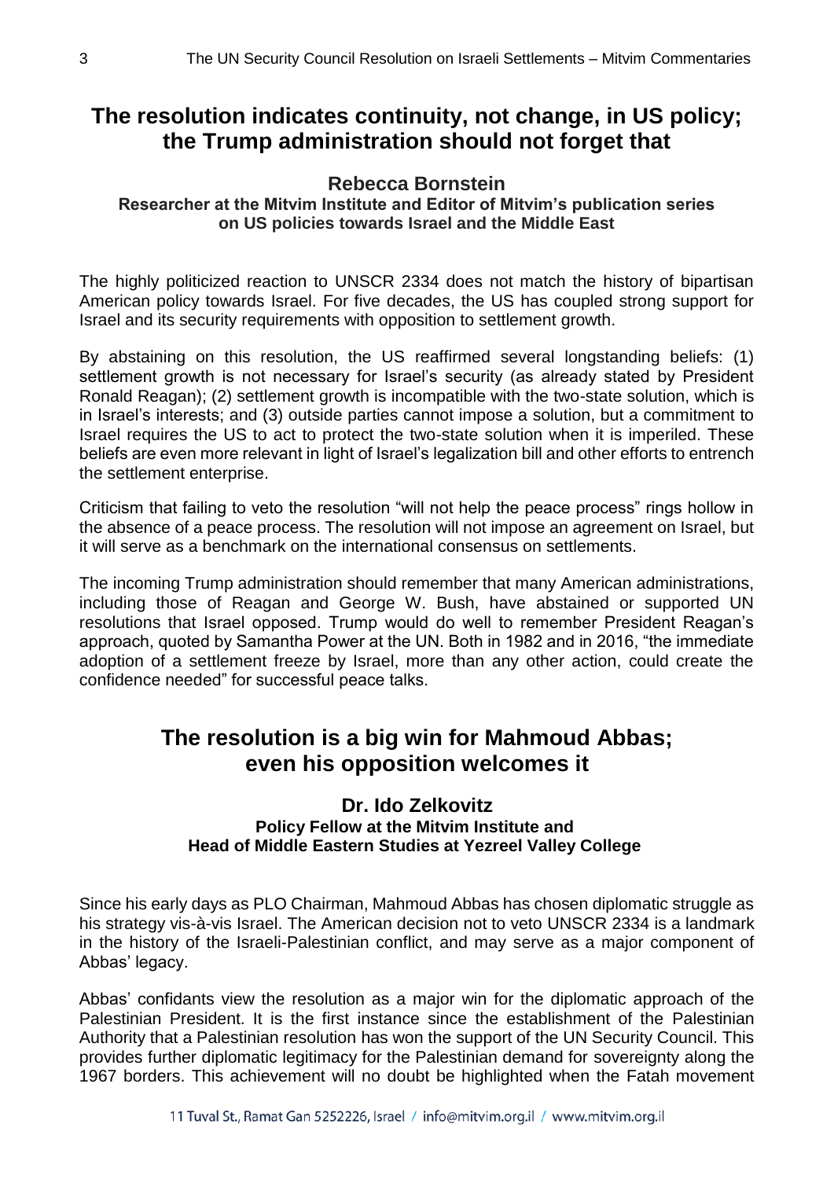## The resolution indicates continuity, not change, in US policy; the Trump administration should not forget that

**Rebecca Bornstein**
**Researcher at the Mitvim Institute and Editor of Mitvim's publication series on US policies towards Israel and the Middle East**

The highly politicized reaction to UNSCR 2334 does not match the history of bipartisan American policy towards Israel. For five decades, the US has coupled strong support for Israel and its security requirements with opposition to settlement growth.

By abstaining on this resolution, the US reaffirmed several longstanding beliefs: (1) settlement growth is not necessary for Israel's security (as already stated by President Ronald Reagan); (2) settlement growth is incompatible with the two-state solution, which is in Israel's interests; and (3) outside parties cannot impose a solution, but a commitment to Israel requires the US to act to protect the two-state solution when it is imperiled. These beliefs are even more relevant in light of Israel's legalization bill and other efforts to entrench the settlement enterprise.

Criticism that failing to veto the resolution "will not help the peace process" rings hollow in the absence of a peace process. The resolution will not impose an agreement on Israel, but it will serve as a benchmark on the international consensus on settlements.

The incoming Trump administration should remember that many American administrations, including those of Reagan and George W. Bush, have abstained or supported UN resolutions that Israel opposed. Trump would do well to remember President Reagan's approach, quoted by Samantha Power at the UN. Both in 1982 and in 2016, "the immediate adoption of a settlement freeze by Israel, more than any other action, could create the confidence needed" for successful peace talks.

## The resolution is a big win for Mahmoud Abbas; even his opposition welcomes it

**Dr. Ido Zelkovitz**
**Policy Fellow at the Mitvim Institute and Head of Middle Eastern Studies at Yezreel Valley College**

Since his early days as PLO Chairman, Mahmoud Abbas has chosen diplomatic struggle as his strategy vis-à-vis Israel. The American decision not to veto UNSCR 2334 is a landmark in the history of the Israeli-Palestinian conflict, and may serve as a major component of Abbas' legacy.

Abbas' confidants view the resolution as a major win for the diplomatic approach of the Palestinian President. It is the first instance since the establishment of the Palestinian Authority that a Palestinian resolution has won the support of the UN Security Council. This provides further diplomatic legitimacy for the Palestinian demand for sovereignty along the 1967 borders. This achievement will no doubt be highlighted when the Fatah movement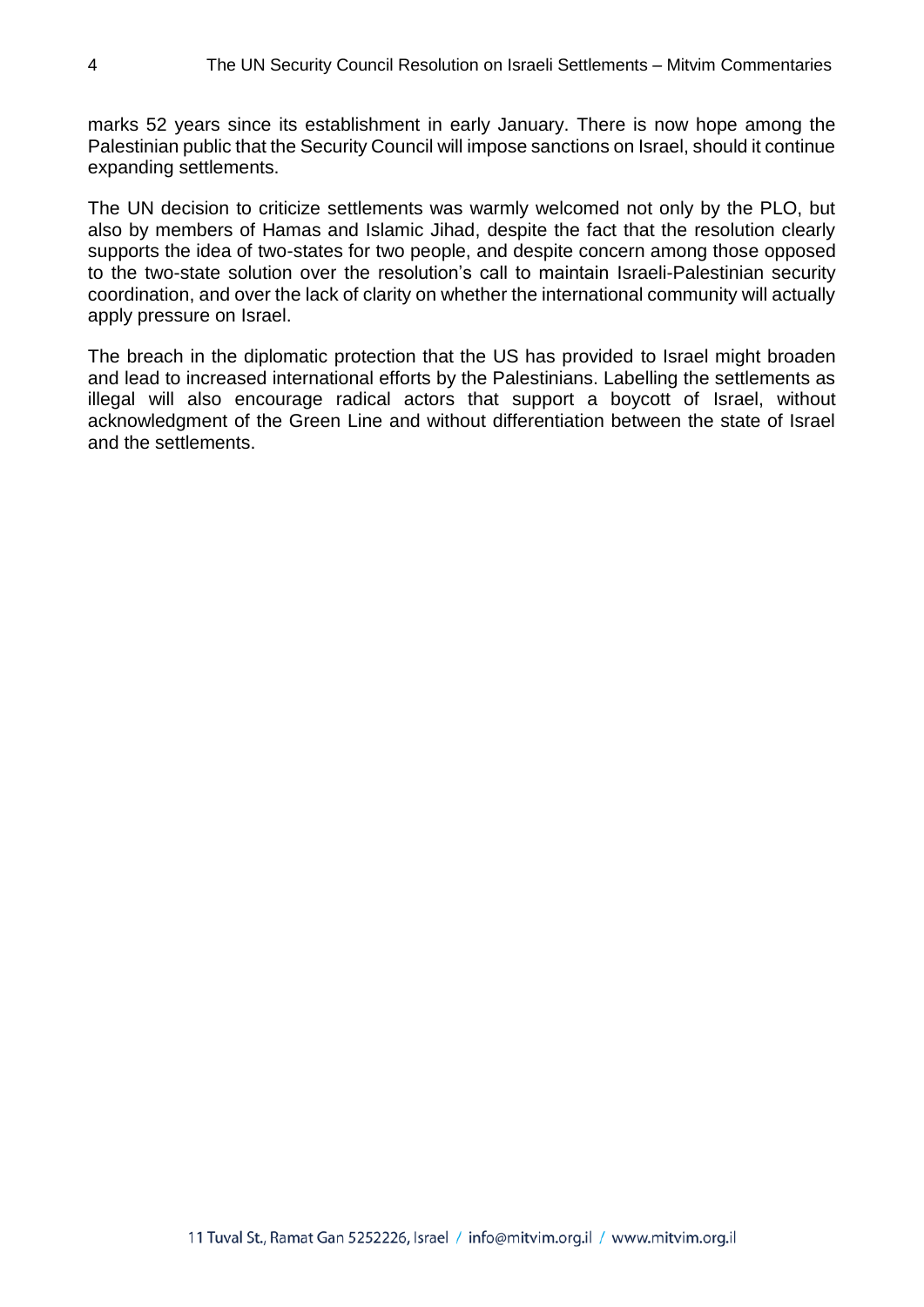marks 52 years since its establishment in early January. There is now hope among the Palestinian public that the Security Council will impose sanctions on Israel, should it continue expanding settlements.

The UN decision to criticize settlements was warmly welcomed not only by the PLO, but also by members of Hamas and Islamic Jihad, despite the fact that the resolution clearly supports the idea of two-states for two people, and despite concern among those opposed to the two-state solution over the resolution's call to maintain Israeli-Palestinian security coordination, and over the lack of clarity on whether the international community will actually apply pressure on Israel.

The breach in the diplomatic protection that the US has provided to Israel might broaden and lead to increased international efforts by the Palestinians. Labelling the settlements as illegal will also encourage radical actors that support a boycott of Israel, without acknowledgment of the Green Line and without differentiation between the state of Israel and the settlements.